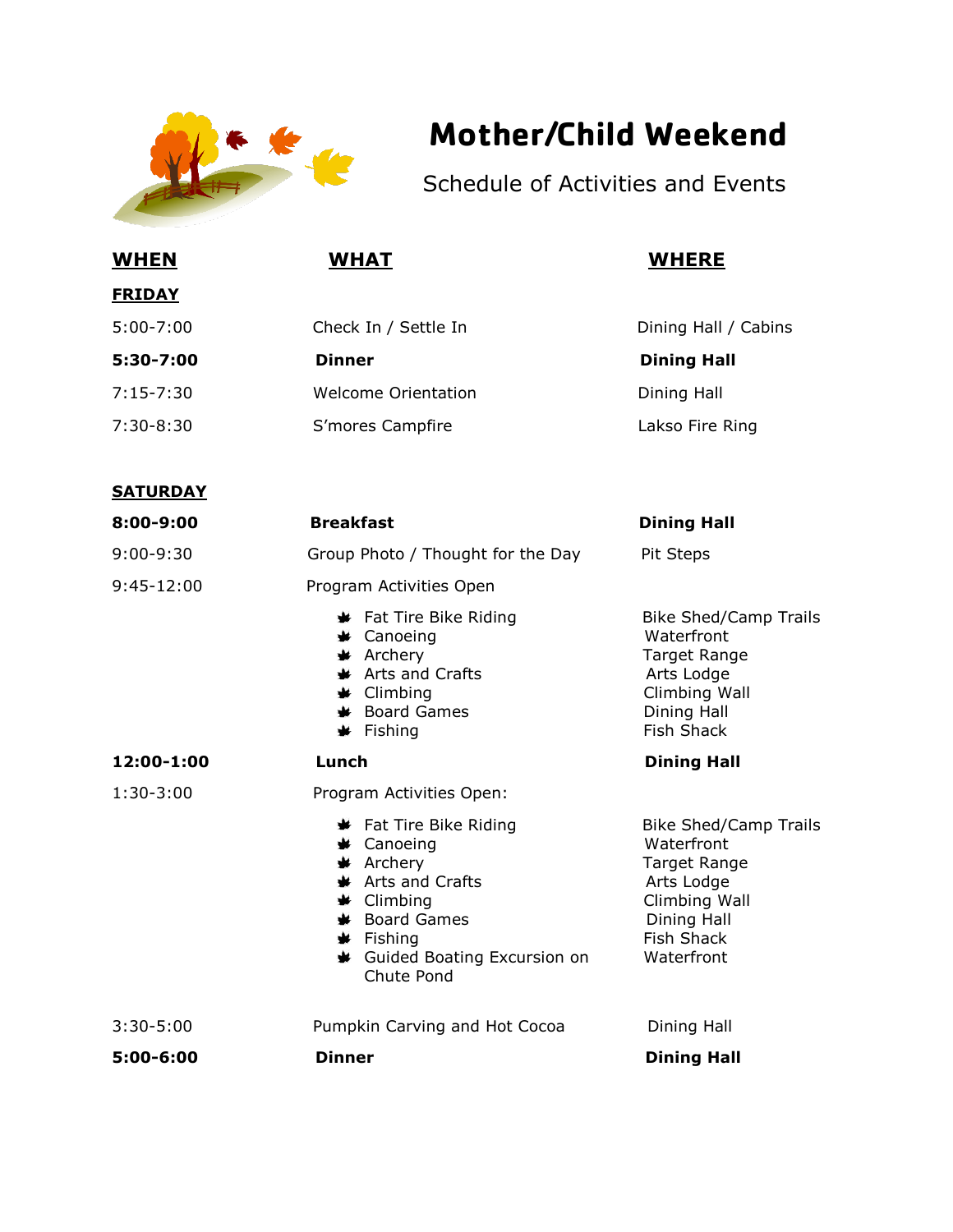# Mother/Child Weekend

## Schedule of Activities and Events

| WHEN | WHAT | WHERE |
|---|---|---|
| **FRIDAY** | | |
| 5:00-7:00 | Check In / Settle In | Dining Hall / Cabins |
| **5:30-7:00** | **Dinner** | **Dining Hall** |
| 7:15-7:30 | Welcome Orientation | Dining Hall |
| 7:30-8:30 | S'mores Campfire | Lakso Fire Ring |
| **SATURDAY** | | |
| **8:00-9:00** | **Breakfast** | **Dining Hall** |
| 9:00-9:30 | Group Photo / Thought for the Day | Pit Steps |
| 9:45-12:00 | Program Activities Open | |
| | Fat Tire Bike Riding | Bike Shed/Camp Trails |
| | Canoeing | Waterfront |
| | Archery | Target Range |
| | Arts and Crafts | Arts Lodge |
| | Climbing | Climbing Wall |
| | Board Games | Dining Hall |
| | Fishing | Fish Shack |
| **12:00-1:00** | **Lunch** | **Dining Hall** |
| 1:30-3:00 | Program Activities Open: | |
| | Fat Tire Bike Riding | Bike Shed/Camp Trails |
| | Canoeing | Waterfront |
| | Archery | Target Range |
| | Arts and Crafts | Arts Lodge |
| | Climbing | Climbing Wall |
| | Board Games | Dining Hall |
| | Fishing | Fish Shack |
| | Guided Boating Excursion on Chute Pond | Waterfront |
| 3:30-5:00 | Pumpkin Carving and Hot Cocoa | Dining Hall |
| **5:00-6:00** | **Dinner** | **Dining Hall** |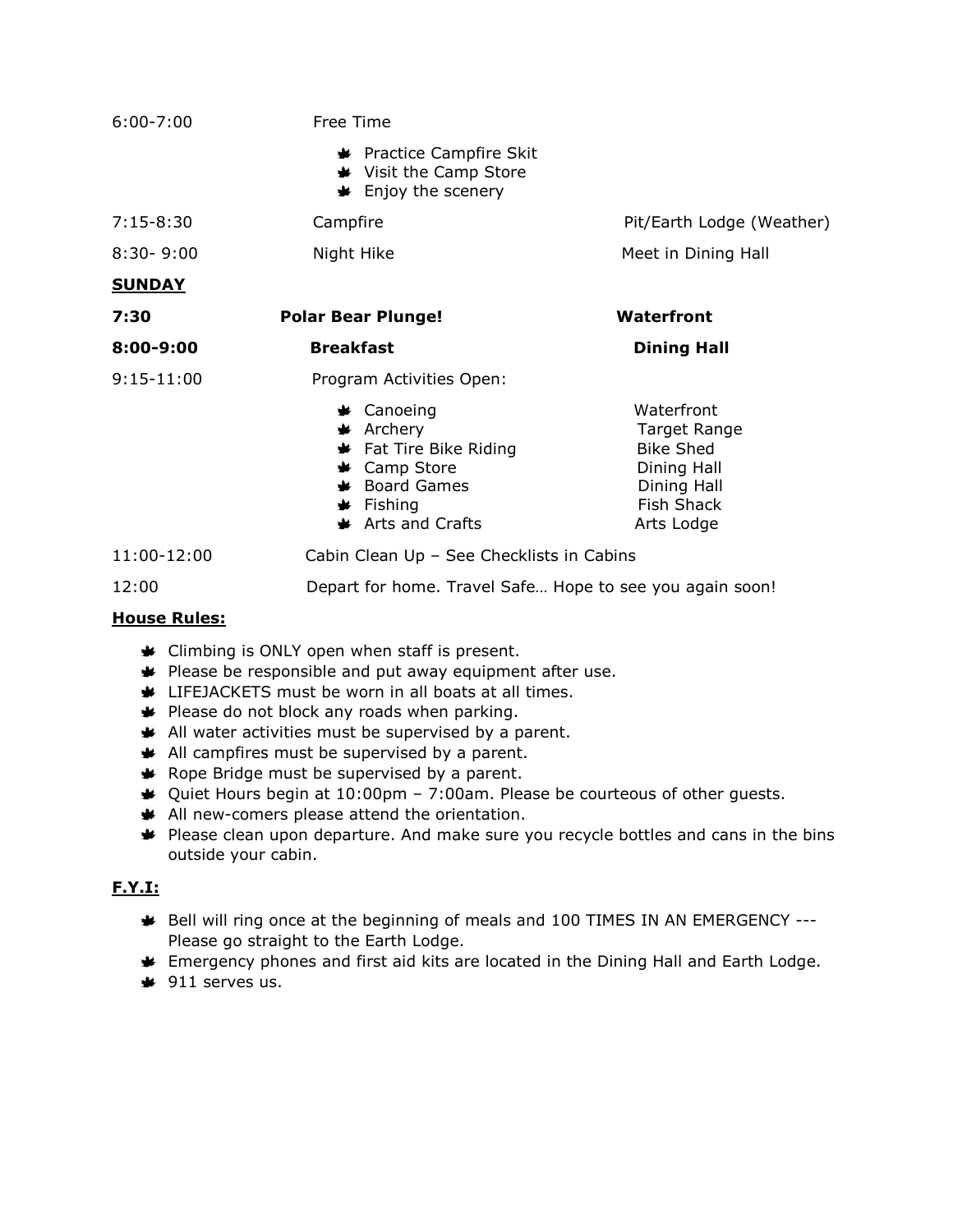| | | |
|---|---|---|
| 6:00-7:00 | Free Time<br>- Practice Campfire Skit<br>- Visit the Camp Store<br>- Enjoy the scenery | |
| 7:15-8:30 | Campfire | Pit/Earth Lodge (Weather) |
| 8:30- 9:00 | Night Hike | Meet in Dining Hall |

**SUNDAY**

| | | |
|---|---|---|
| **7:30** | **Polar Bear Plunge!** | **Waterfront** |
| **8:00-9:00** | **Breakfast** | **Dining Hall** |
| 9:15-11:00 | Program Activities Open: | |
| | - Canoeing | Waterfront |
| | - Archery | Target Range |
| | - Fat Tire Bike Riding | Bike Shed |
| | - Camp Store | Dining Hall |
| | - Board Games | Dining Hall |
| | - Fishing | Fish Shack |
| | - Arts and Crafts | Arts Lodge |
| 11:00-12:00 | Cabin Clean Up – See Checklists in Cabins | |
| 12:00 | Depart for home. Travel Safe… Hope to see you again soon! | |

**House Rules:**

- Climbing is ONLY open when staff is present.
- Please be responsible and put away equipment after use.
- LIFEJACKETS must be worn in all boats at all times.
- Please do not block any roads when parking.
- All water activities must be supervised by a parent.
- All campfires must be supervised by a parent.
- Rope Bridge must be supervised by a parent.
- Quiet Hours begin at 10:00pm – 7:00am. Please be courteous of other guests.
- All new-comers please attend the orientation.
- Please clean upon departure. And make sure you recycle bottles and cans in the bins outside your cabin.

**F.Y.I:**

- Bell will ring once at the beginning of meals and 100 TIMES IN AN EMERGENCY --- Please go straight to the Earth Lodge.
- Emergency phones and first aid kits are located in the Dining Hall and Earth Lodge.
- 911 serves us.